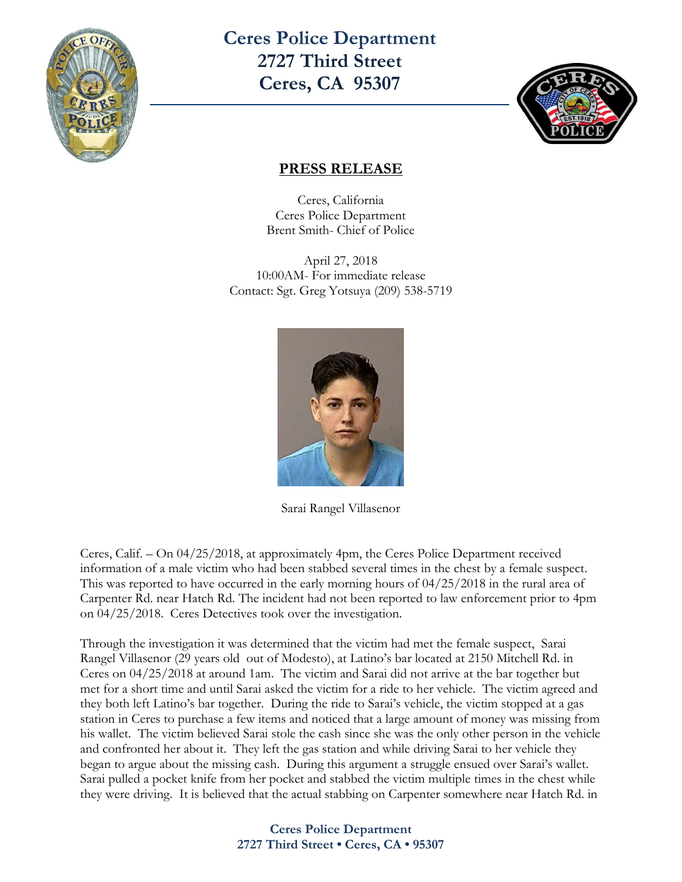# Ceres Police Department
## 2727 Third Street
## Ceres, CA 95307

## PRESS RELEASE

Ceres, California
Ceres Police Department
Brent Smith- Chief of Police

April 27, 2018
10:00AM- For immediate release
Contact: Sgt. Greg Yotsuya (209) 538-5719

Sarai Rangel Villasenor

Ceres, Calif. – On 04/25/2018, at approximately 4pm, the Ceres Police Department received information of a male victim who had been stabbed several times in the chest by a female suspect. This was reported to have occurred in the early morning hours of 04/25/2018 in the rural area of Carpenter Rd. near Hatch Rd. The incident had not been reported to law enforcement prior to 4pm on 04/25/2018. Ceres Detectives took over the investigation.

Through the investigation it was determined that the victim had met the female suspect, Sarai Rangel Villasenor (29 years old out of Modesto), at Latino's bar located at 2150 Mitchell Rd. in Ceres on 04/25/2018 at around 1am. The victim and Sarai did not arrive at the bar together but met for a short time and until Sarai asked the victim for a ride to her vehicle. The victim agreed and they both left Latino's bar together. During the ride to Sarai's vehicle, the victim stopped at a gas station in Ceres to purchase a few items and noticed that a large amount of money was missing from his wallet. The victim believed Sarai stole the cash since she was the only other person in the vehicle and confronted her about it. They left the gas station and while driving Sarai to her vehicle they began to argue about the missing cash. During this argument a struggle ensued over Sarai's wallet. Sarai pulled a pocket knife from her pocket and stabbed the victim multiple times in the chest while they were driving. It is believed that the actual stabbing on Carpenter somewhere near Hatch Rd. in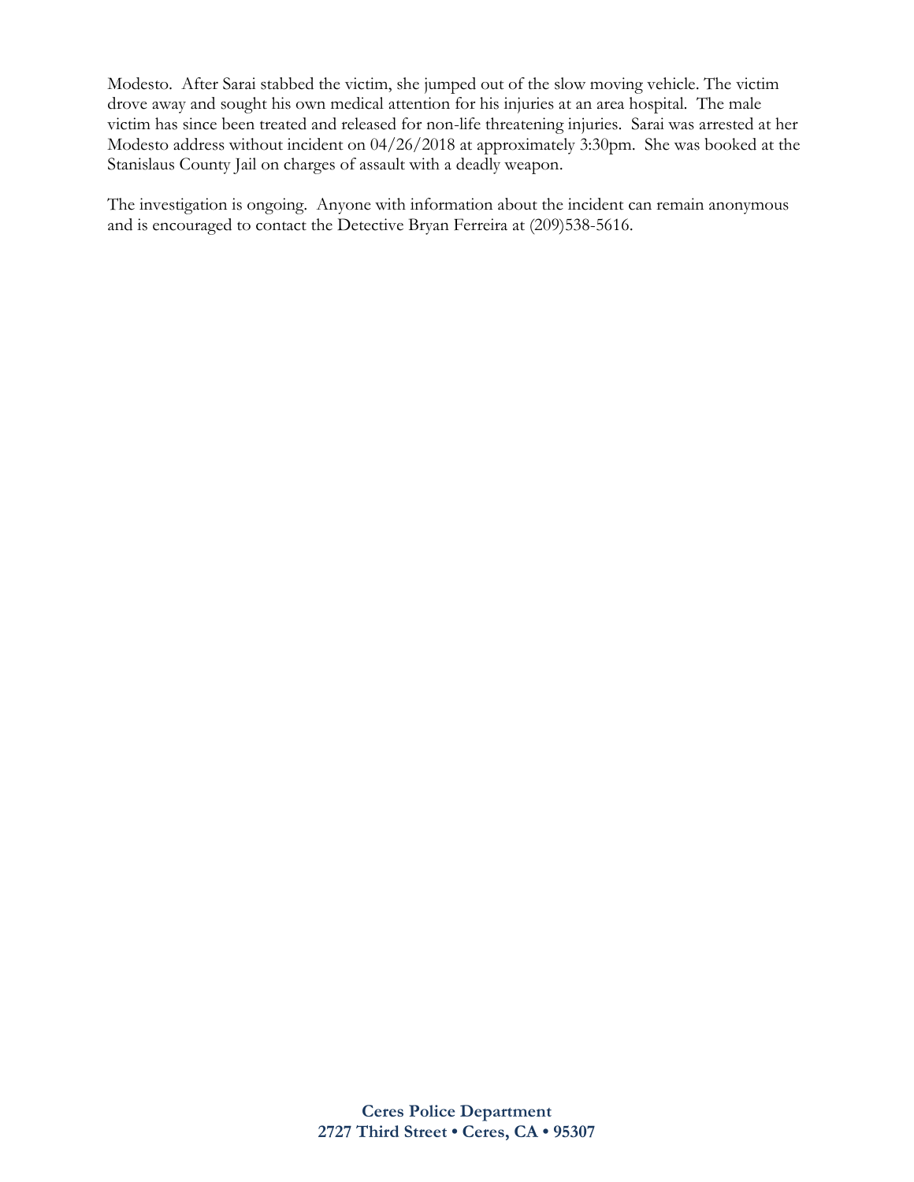Modesto. After Sarai stabbed the victim, she jumped out of the slow moving vehicle. The victim drove away and sought his own medical attention for his injuries at an area hospital. The male victim has since been treated and released for non-life threatening injuries. Sarai was arrested at her Modesto address without incident on 04/26/2018 at approximately 3:30pm. She was booked at the Stanislaus County Jail on charges of assault with a deadly weapon.

The investigation is ongoing. Anyone with information about the incident can remain anonymous and is encouraged to contact the Detective Bryan Ferreira at (209)538-5616.

**Ceres Police Department**
**2727 Third Street • Ceres, CA • 95307**